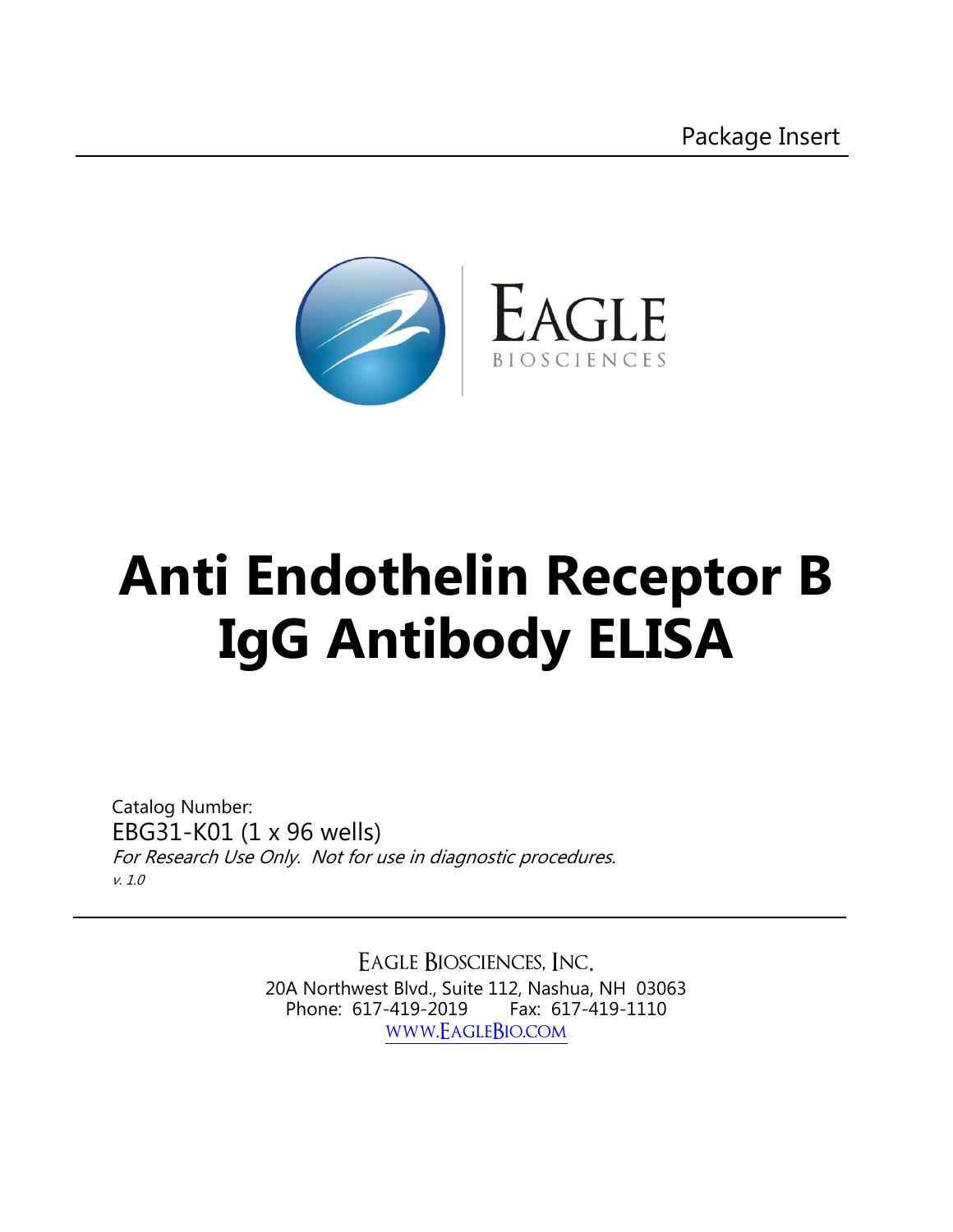Package Insert

EAGLE BIOSCIENCES

# Anti Endothelin Receptor B IgG Antibody ELISA

Catalog Number:

EBG31-K01 (1 x 96 wells)

*For Research Use Only. Not for use in diagnostic procedures.*

*v. 1.0*

EAGLE BIOSCIENCES, INC.

20A Northwest Blvd., Suite 112, Nashua, NH 03063

Phone: 617-419-2019 Fax: 617-419-1110

WWW.EAGLEBIO.COM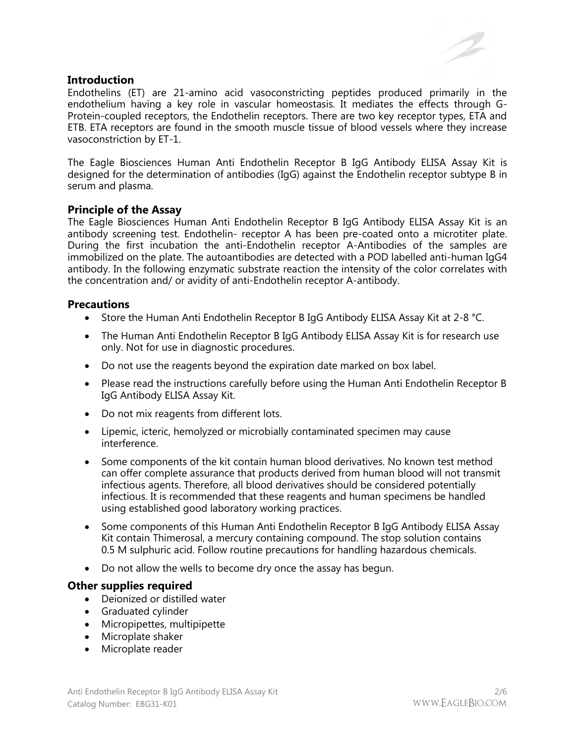## Introduction

Endothelins (ET) are 21-amino acid vasoconstricting peptides produced primarily in the endothelium having a key role in vascular homeostasis. It mediates the effects through G-Protein-coupled receptors, the Endothelin receptors. There are two key receptor types, ETA and ETB. ETA receptors are found in the smooth muscle tissue of blood vessels where they increase vasoconstriction by ET-1.

The Eagle Biosciences Human Anti Endothelin Receptor B IgG Antibody ELISA Assay Kit is designed for the determination of antibodies (IgG) against the Endothelin receptor subtype B in serum and plasma.

## Principle of the Assay

The Eagle Biosciences Human Anti Endothelin Receptor B IgG Antibody ELISA Assay Kit is an antibody screening test. Endothelin- receptor A has been pre-coated onto a microtiter plate. During the first incubation the anti-Endothelin receptor A-Antibodies of the samples are immobilized on the plate. The autoantibodies are detected with a POD labelled anti-human IgG4 antibody. In the following enzymatic substrate reaction the intensity of the color correlates with the concentration and/ or avidity of anti-Endothelin receptor A-antibody.

## Precautions

- Store the Human Anti Endothelin Receptor B IgG Antibody ELISA Assay Kit at 2-8 °C.
- The Human Anti Endothelin Receptor B IgG Antibody ELISA Assay Kit is for research use only. Not for use in diagnostic procedures.
- Do not use the reagents beyond the expiration date marked on box label.
- Please read the instructions carefully before using the Human Anti Endothelin Receptor B IgG Antibody ELISA Assay Kit.
- Do not mix reagents from different lots.
- Lipemic, icteric, hemolyzed or microbially contaminated specimen may cause interference.
- Some components of the kit contain human blood derivatives. No known test method can offer complete assurance that products derived from human blood will not transmit infectious agents. Therefore, all blood derivatives should be considered potentially infectious. It is recommended that these reagents and human specimens be handled using established good laboratory working practices.
- Some components of this Human Anti Endothelin Receptor B IgG Antibody ELISA Assay Kit contain Thimerosal, a mercury containing compound. The stop solution contains 0.5 M sulphuric acid. Follow routine precautions for handling hazardous chemicals.
- Do not allow the wells to become dry once the assay has begun.

## Other supplies required

- Deionized or distilled water
- Graduated cylinder
- Micropipettes, multipipette
- Microplate shaker
- Microplate reader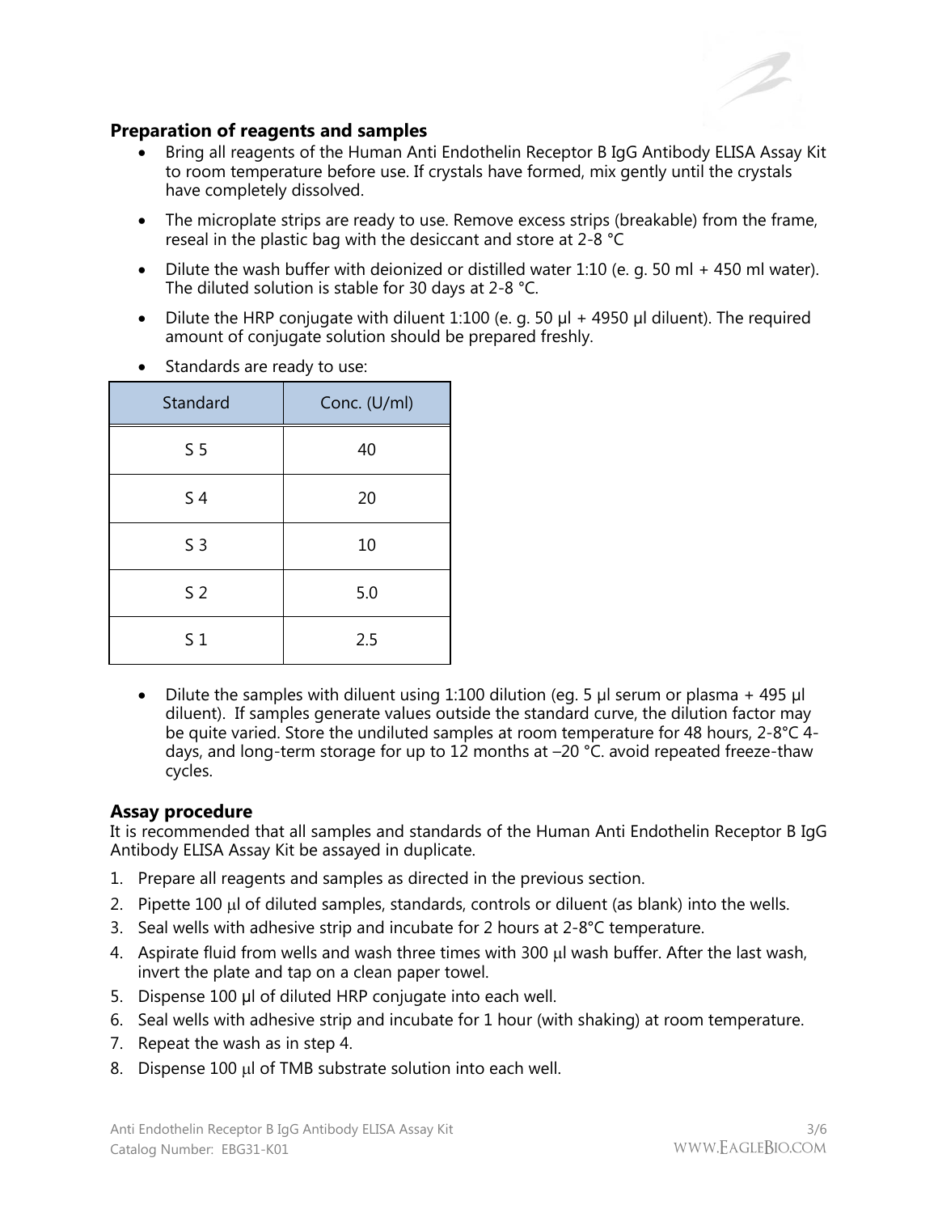### Preparation of reagents and samples

- Bring all reagents of the Human Anti Endothelin Receptor B IgG Antibody ELISA Assay Kit to room temperature before use. If crystals have formed, mix gently until the crystals have completely dissolved.
- The microplate strips are ready to use. Remove excess strips (breakable) from the frame, reseal in the plastic bag with the desiccant and store at 2-8 °C
- Dilute the wash buffer with deionized or distilled water 1:10 (e. g. 50 ml + 450 ml water). The diluted solution is stable for 30 days at 2-8 °C.
- Dilute the HRP conjugate with diluent 1:100 (e. g. 50 µl + 4950 µl diluent). The required amount of conjugate solution should be prepared freshly.
- Standards are ready to use:

| Standard | Conc. (U/ml) |
|---|---|
| S 5 | 40 |
| S 4 | 20 |
| S 3 | 10 |
| S 2 | 5.0 |
| S 1 | 2.5 |

- Dilute the samples with diluent using 1:100 dilution (eg. 5 µl serum or plasma + 495 µl diluent). If samples generate values outside the standard curve, the dilution factor may be quite varied. Store the undiluted samples at room temperature for 48 hours, 2-8°C 4-days, and long-term storage for up to 12 months at –20 °C. avoid repeated freeze-thaw cycles.

### Assay procedure

It is recommended that all samples and standards of the Human Anti Endothelin Receptor B IgG Antibody ELISA Assay Kit be assayed in duplicate.

1. Prepare all reagents and samples as directed in the previous section.
2. Pipette 100 µl of diluted samples, standards, controls or diluent (as blank) into the wells.
3. Seal wells with adhesive strip and incubate for 2 hours at 2-8°C temperature.
4. Aspirate fluid from wells and wash three times with 300 µl wash buffer. After the last wash, invert the plate and tap on a clean paper towel.
5. Dispense 100 µl of diluted HRP conjugate into each well.
6. Seal wells with adhesive strip and incubate for 1 hour (with shaking) at room temperature.
7. Repeat the wash as in step 4.
8. Dispense 100 µl of TMB substrate solution into each well.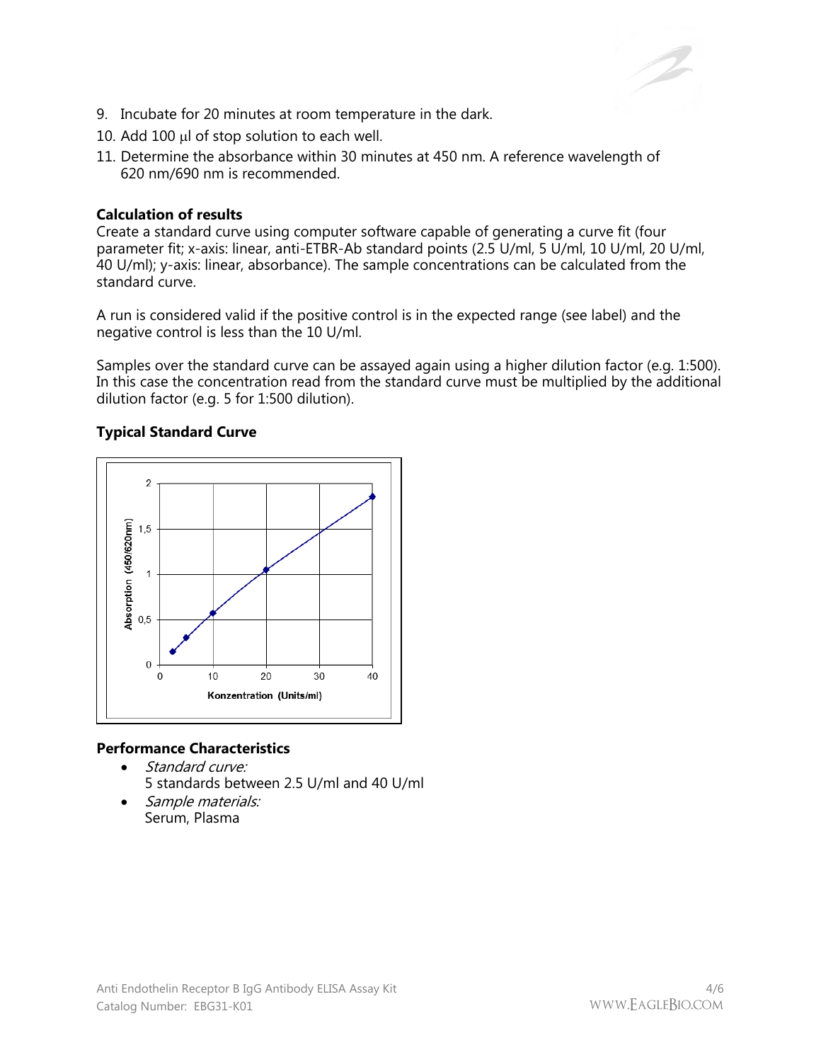9. Incubate for 20 minutes at room temperature in the dark.
10. Add 100 μl of stop solution to each well.
11. Determine the absorbance within 30 minutes at 450 nm. A reference wavelength of 620 nm/690 nm is recommended.

### Calculation of results

Create a standard curve using computer software capable of generating a curve fit (four parameter fit; x-axis: linear, anti-ETBR-Ab standard points (2.5 U/ml, 5 U/ml, 10 U/ml, 20 U/ml, 40 U/ml); y-axis: linear, absorbance). The sample concentrations can be calculated from the standard curve.

A run is considered valid if the positive control is in the expected range (see label) and the negative control is less than the 10 U/ml.

Samples over the standard curve can be assayed again using a higher dilution factor (e.g. 1:500). In this case the concentration read from the standard curve must be multiplied by the additional dilution factor (e.g. 5 for 1:500 dilution).

### Typical Standard Curve

### Performance Characteristics

- *Standard curve:*
  5 standards between 2.5 U/ml and 40 U/ml
- *Sample materials:*
  Serum, Plasma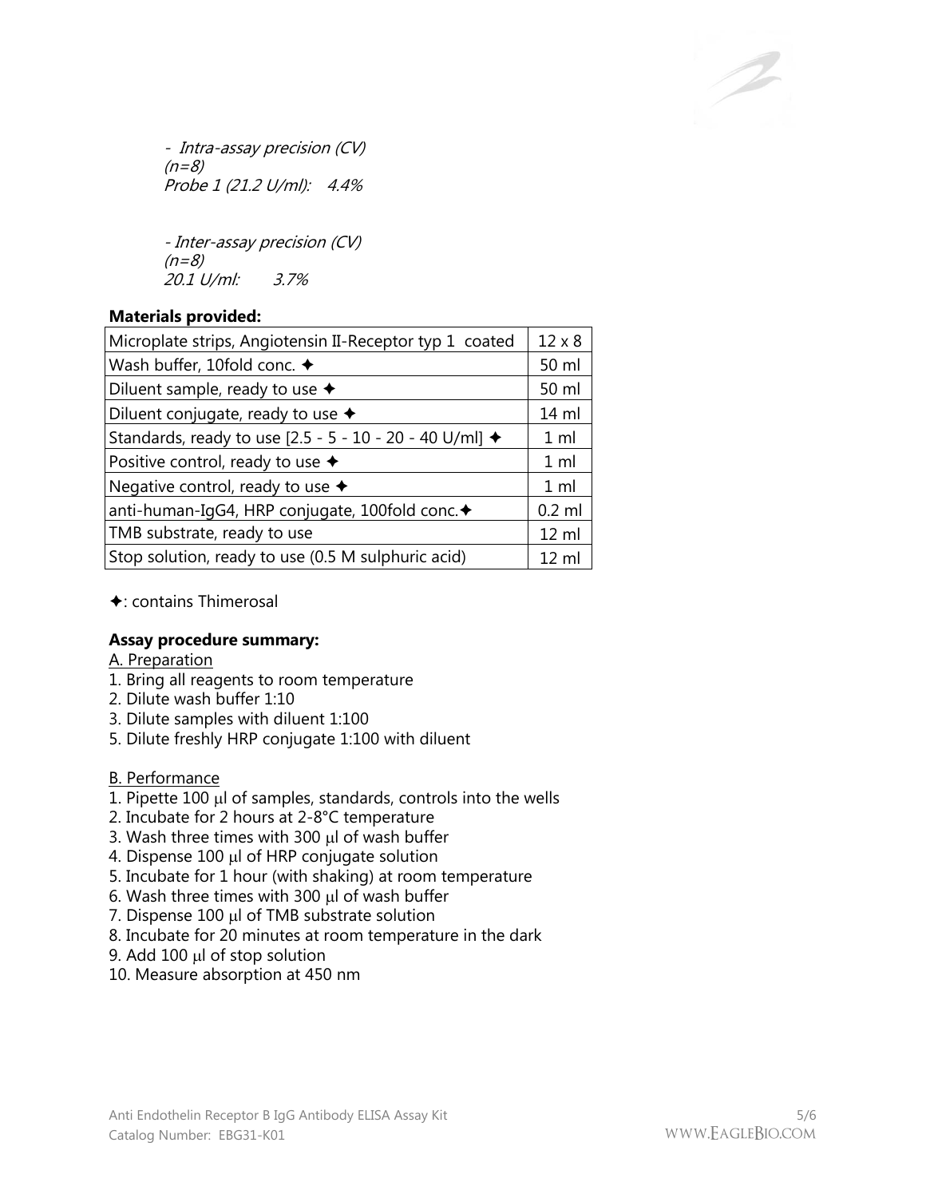- *Intra-assay precision (CV)*
*(n=8)*
*Probe 1 (21.2 U/ml): 4.4%*

- *Inter-assay precision (CV)*
*(n=8)*
*20.1 U/ml: 3.7%*

**Materials provided:**

| Microplate strips, Angiotensin II-Receptor typ 1 coated | 12 x 8 |
|---|---|
| Wash buffer, 10fold conc. ✦ | 50 ml |
| Diluent sample, ready to use ✦ | 50 ml |
| Diluent conjugate, ready to use ✦ | 14 ml |
| Standards, ready to use [2.5 - 5 - 10 - 20 - 40 U/ml] ✦ | 1 ml |
| Positive control, ready to use ✦ | 1 ml |
| Negative control, ready to use ✦ | 1 ml |
| anti-human-IgG4, HRP conjugate, 100fold conc.✦ | 0.2 ml |
| TMB substrate, ready to use | 12 ml |
| Stop solution, ready to use (0.5 M sulphuric acid) | 12 ml |

✦: contains Thimerosal

**Assay procedure summary:**

A. Preparation

1. Bring all reagents to room temperature
2. Dilute wash buffer 1:10
3. Dilute samples with diluent 1:100
5. Dilute freshly HRP conjugate 1:100 with diluent

B. Performance

1. Pipette 100 µl of samples, standards, controls into the wells
2. Incubate for 2 hours at 2-8°C temperature
3. Wash three times with 300 µl of wash buffer
4. Dispense 100 µl of HRP conjugate solution
5. Incubate for 1 hour (with shaking) at room temperature
6. Wash three times with 300 µl of wash buffer
7. Dispense 100 µl of TMB substrate solution
8. Incubate for 20 minutes at room temperature in the dark
9. Add 100 µl of stop solution
10. Measure absorption at 450 nm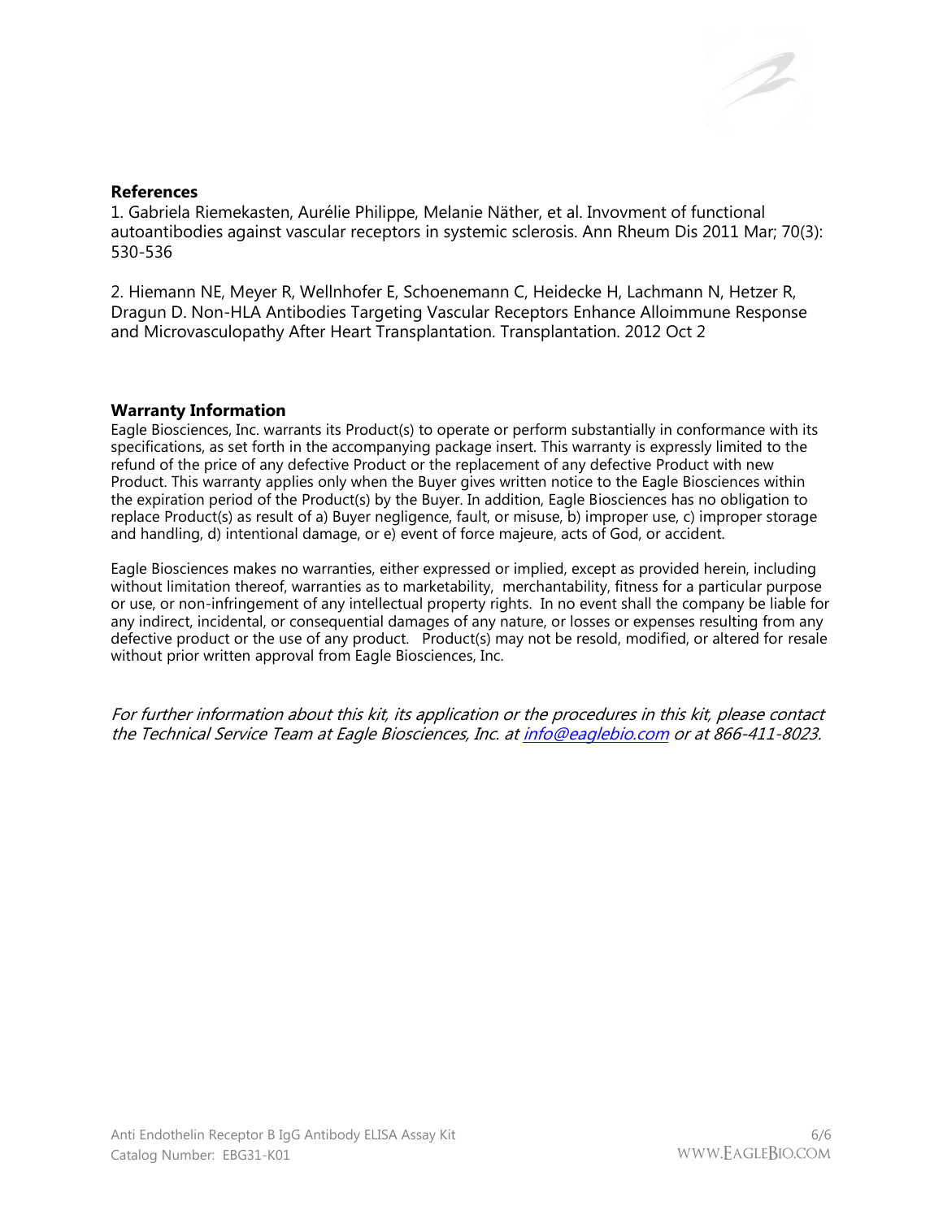## References

1. Gabriela Riemekasten, Aurélie Philippe, Melanie Näther, et al. Invovment of functional autoantibodies against vascular receptors in systemic sclerosis. Ann Rheum Dis 2011 Mar; 70(3): 530-536

2. Hiemann NE, Meyer R, Wellnhofer E, Schoenemann C, Heidecke H, Lachmann N, Hetzer R, Dragun D. Non-HLA Antibodies Targeting Vascular Receptors Enhance Alloimmune Response and Microvasculopathy After Heart Transplantation. Transplantation. 2012 Oct 2

## Warranty Information

Eagle Biosciences, Inc. warrants its Product(s) to operate or perform substantially in conformance with its specifications, as set forth in the accompanying package insert. This warranty is expressly limited to the refund of the price of any defective Product or the replacement of any defective Product with new Product. This warranty applies only when the Buyer gives written notice to the Eagle Biosciences within the expiration period of the Product(s) by the Buyer. In addition, Eagle Biosciences has no obligation to replace Product(s) as result of a) Buyer negligence, fault, or misuse, b) improper use, c) improper storage and handling, d) intentional damage, or e) event of force majeure, acts of God, or accident.

Eagle Biosciences makes no warranties, either expressed or implied, except as provided herein, including without limitation thereof, warranties as to marketability, merchantability, fitness for a particular purpose or use, or non-infringement of any intellectual property rights. In no event shall the company be liable for any indirect, incidental, or consequential damages of any nature, or losses or expenses resulting from any defective product or the use of any product. Product(s) may not be resold, modified, or altered for resale without prior written approval from Eagle Biosciences, Inc.

*For further information about this kit, its application or the procedures in this kit, please contact the Technical Service Team at Eagle Biosciences, Inc. at info@eaglebio.com or at 866-411-8023.*